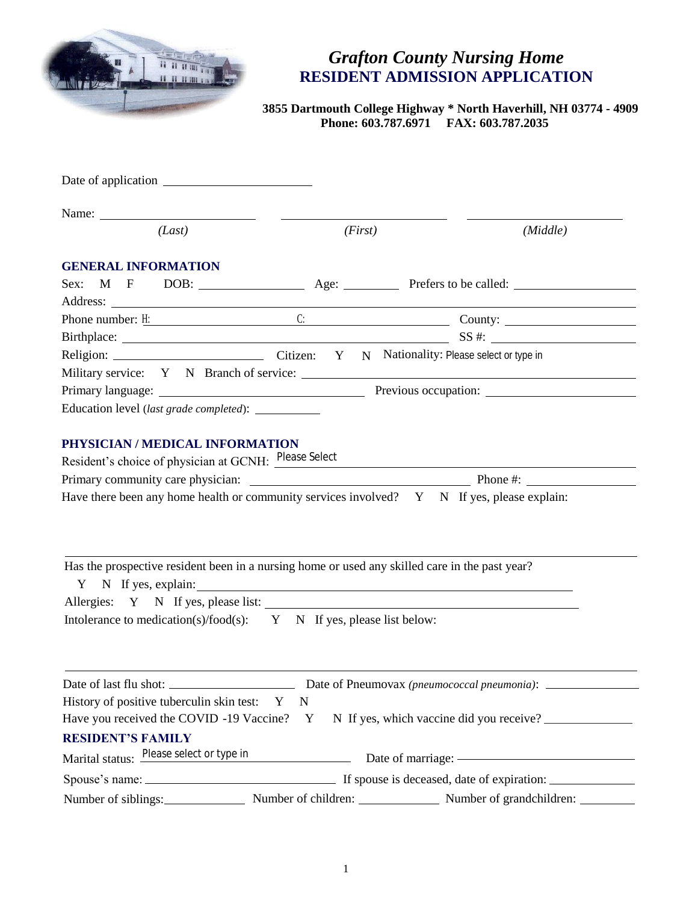# *Grafton County Nursing Home*
## RESIDENT ADMISSION APPLICATION

**3855 Dartmouth College Highway * North Haverhill, NH 03774 - 4909**
**Phone: 603.787.6971 FAX: 603.787.2035**

Date of application ______________________

Name: ______________________ ______________________ ______________________
*(Last)* *(First)* *(Middle)*

### GENERAL INFORMATION

Sex: M F DOB: ______________ Age: ________ Prefers to be called: ________________

Address: ______________________________________________________________

Phone number: H: ______________________ C: ______________________ County: ________________

Birthplace: ______________________________________________ SS #: ________________

Religion: ______________________ Citizen: Y N Nationality: Please select or type in

Military service: Y N Branch of service: ______________________________________________

Primary language: ____________________________ Previous occupation: ______________________

Education level (*last grade completed*): __________

### PHYSICIAN / MEDICAL INFORMATION

Resident's choice of physician at GCNH: Please Select

Primary community care physician: ______________________________ Phone #: ________________

Have there been any home health or community services involved? Y N If yes, please explain:

______________________________________________________________________________

Has the prospective resident been in a nursing home or used any skilled care in the past year?

Y N If yes, explain: ______________________________________________________________

Allergies: Y N If yes, please list: ______________________________________________

Intolerance to medication(s)/food(s): Y N If yes, please list below:

______________________________________________________________________________

Date of last flu shot: __________________ Date of Pneumovax *(pneumococcal pneumonia)*: ______________

History of positive tuberculin skin test: Y N

Have you received the COVID -19 Vaccine? Y N If yes, which vaccine did you receive? ______________

### RESIDENT'S FAMILY

Marital status: Please select or type in Date of marriage: ______________________

Spouse's name: ____________________________ If spouse is deceased, date of expiration: ______________

Number of siblings: ____________ Number of children: ____________ Number of grandchildren: ________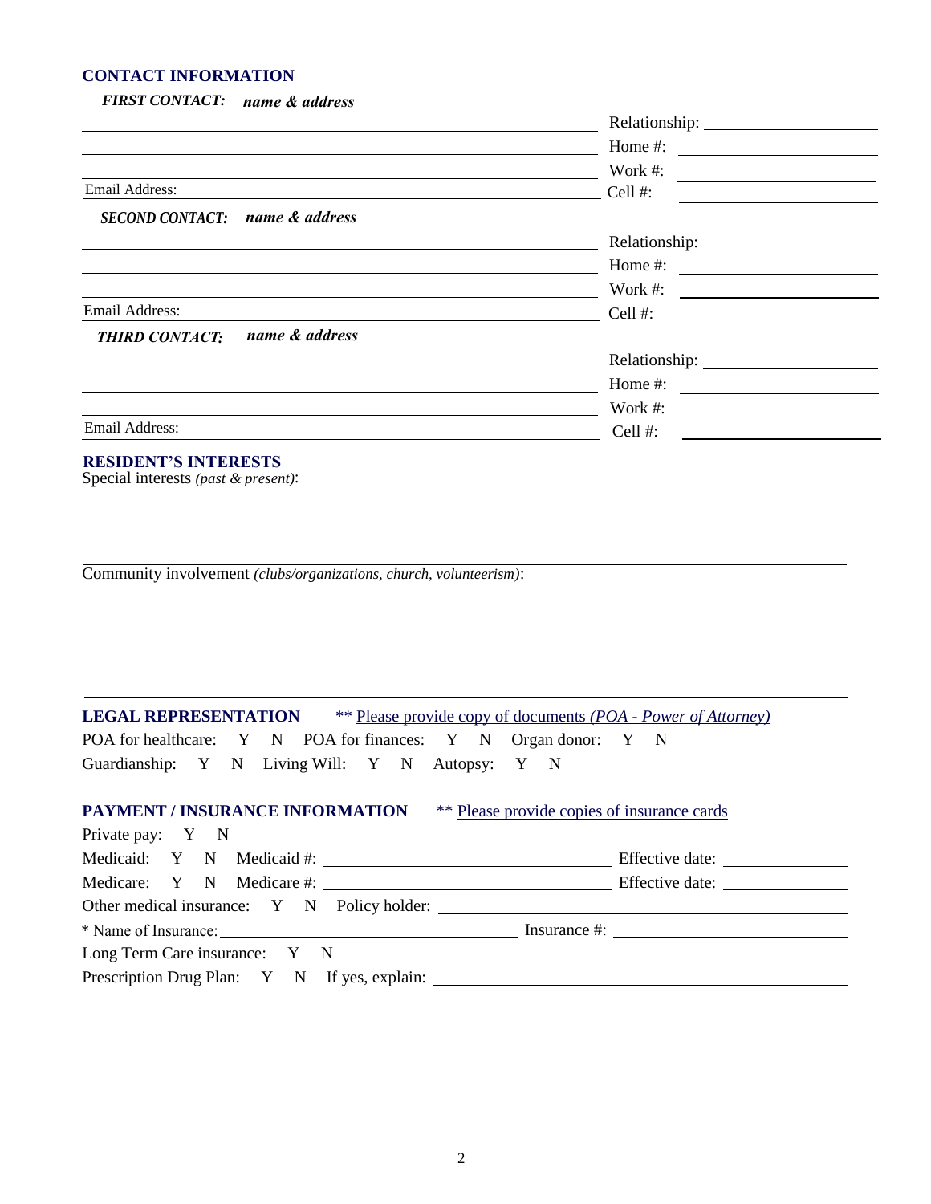## CONTACT INFORMATION

***FIRST CONTACT:*** ***name & address***

Relationship:

Home #:

Work #:

Email Address:

Cell #:

***SECOND CONTACT:*** ***name & address***

Relationship:

Home #:

Work #:

Email Address:

Cell #:

***THIRD CONTACT:*** ***name & address***

Relationship:

Home #:

Work #:

Email Address:

Cell #:

## RESIDENT'S INTERESTS

Special interests *(past & present)*:

Community involvement *(clubs/organizations, church, volunteerism)*:

## LEGAL REPRESENTATION

** Please provide copy of documents *(POA - Power of Attorney)*

POA for healthcare: Y N POA for finances: Y N Organ donor: Y N

Guardianship: Y N Living Will: Y N Autopsy: Y N

## PAYMENT / INSURANCE INFORMATION

** Please provide copies of insurance cards

Private pay: Y N

Medicaid: Y N Medicaid #: Effective date:

Medicare: Y N Medicare #: Effective date:

Other medical insurance: Y N Policy holder:

* Name of Insurance: Insurance #:

Long Term Care insurance: Y N

Prescription Drug Plan: Y N If yes, explain: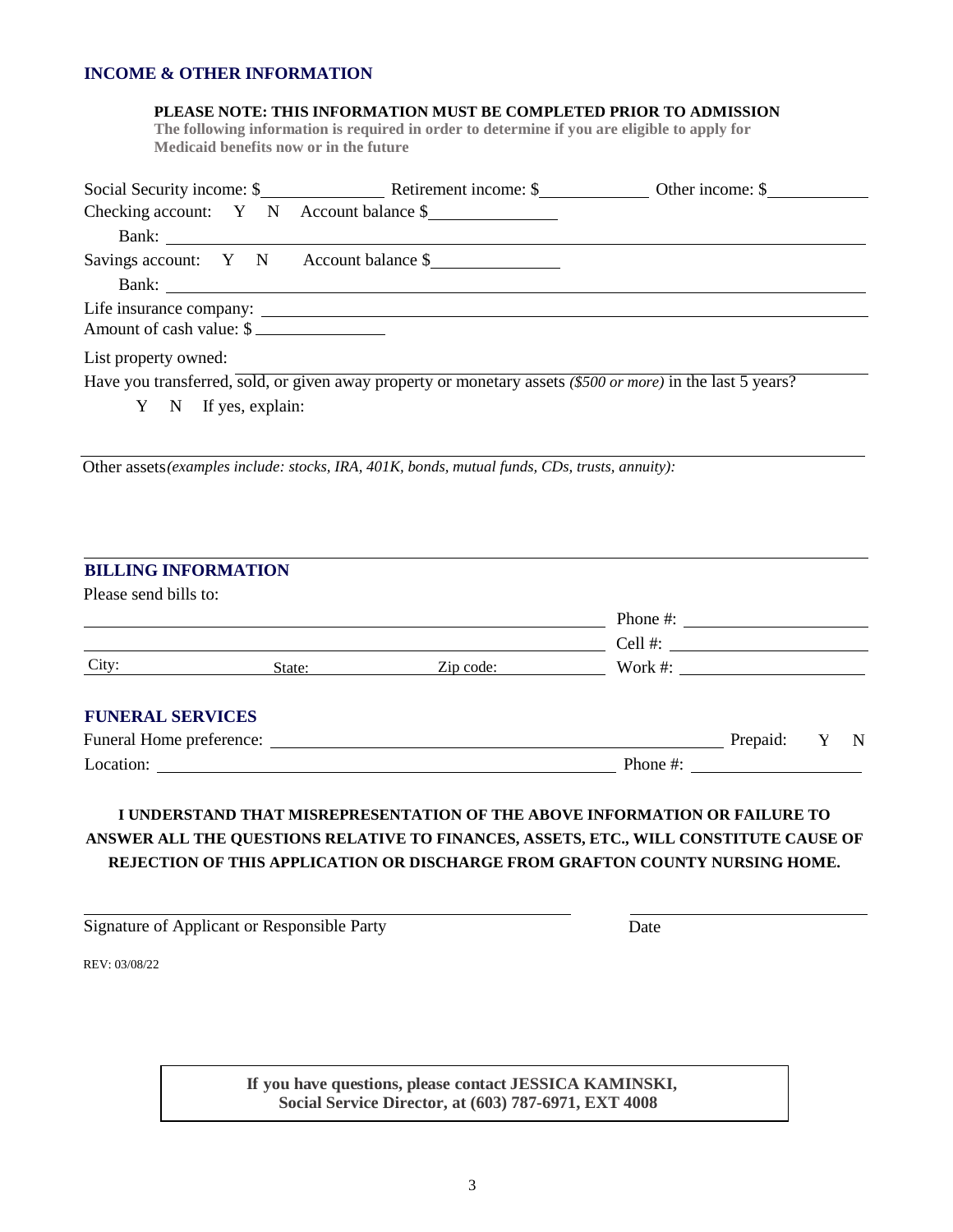## INCOME & OTHER INFORMATION

**PLEASE NOTE: THIS INFORMATION MUST BE COMPLETED PRIOR TO ADMISSION**
**The following information is required in order to determine if you are eligible to apply for Medicaid benefits now or in the future**

Social Security income: $______________ Retirement income: $____________ Other income: $___________

Checking account: Y N Account balance $_______________

Bank: ______________________________________________________________________

Savings account: Y N Account balance $_______________

Bank: ______________________________________________________________________

Life insurance company: ______________________________________________________

Amount of cash value: $ _______________

List property owned: ________________________________________________________

Have you transferred, sold, or given away property or monetary assets *($500 or more)* in the last 5 years?

Y N If yes, explain:

______________________________________________________________________

Other assets *(examples include: stocks, IRA, 401K, bonds, mutual funds, CDs, trusts, annuity)*:

______________________________________________________________________

## BILLING INFORMATION

Please send bills to:

______________________________________________ Phone #: ____________________

______________________________________________ Cell #: _____________________

City: ______________ State: ____________ Zip code: ____________ Work #: ____________________

## FUNERAL SERVICES

Funeral Home preference: ______________________________________________ Prepaid: Y N

Location: ______________________________________________ Phone #: ____________________

**I UNDERSTAND THAT MISREPRESENTATION OF THE ABOVE INFORMATION OR FAILURE TO ANSWER ALL THE QUESTIONS RELATIVE TO FINANCES, ASSETS, ETC., WILL CONSTITUTE CAUSE OF REJECTION OF THIS APPLICATION OR DISCHARGE FROM GRAFTON COUNTY NURSING HOME.**

______________________________________________ ____________________

Signature of Applicant or Responsible Party Date

REV: 03/08/22

**If you have questions, please contact JESSICA KAMINSKI, Social Service Director, at (603) 787-6971, EXT 4008**